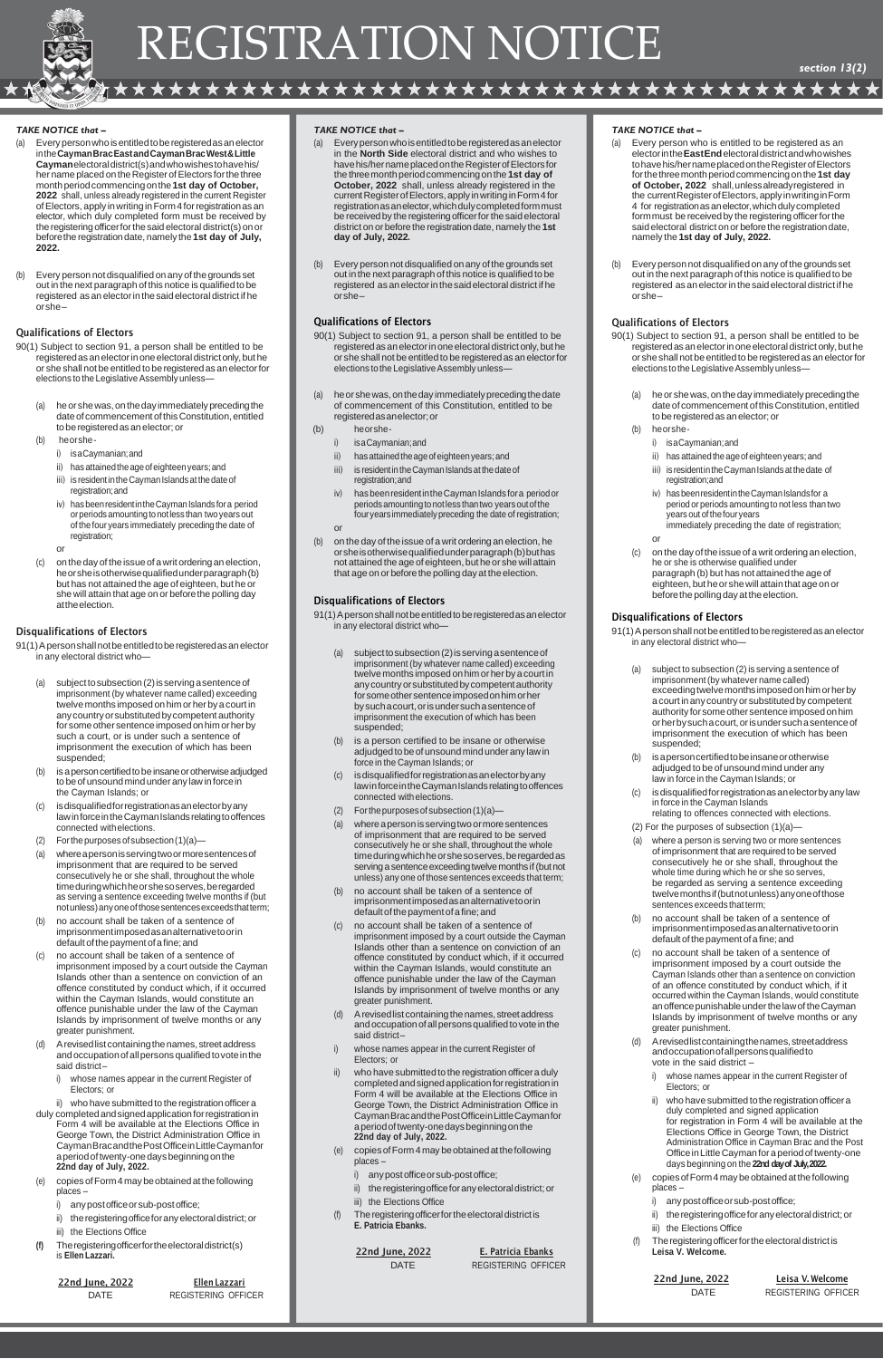# REGISTRATION NOTICE

*section 13(2)*

*TAKE NOTICE that –*

(a) Every person who is entitled to be registered as an elector in the **Cayman Brac East and Cayman Brac West & Little Cayman** electoral district(s) and who wishes to have his/her name placed on the Register of Electors for the three month period commencing on the **1st day of October, 2022** shall, unless already registered in the current Register of Electors, apply in writing in Form 4 for registration as an elector, which duly completed form must be received by the registering officer for the said electoral district(s) on or before the registration date, namely the **1st day of July, 2022.**

(b) Every person not disqualified on any of the grounds set out in the next paragraph of this notice is qualified to be registered as an elector in the said electoral district if he or she –

### Qualifications of Electors

90(1) Subject to section 91, a person shall be entitled to be registered as an elector in one electoral district only, but he or she shall not be entitled to be registered as an elector for elections to the Legislative Assembly unless—

(a) he or she was, on the day immediately preceding the date of commencement of this Constitution, entitled to be registered as an elector; or

(b) he or she -

i) is a Caymanian; and

ii) has attained the age of eighteen years; and

iii) is resident in the Cayman Islands at the date of registration; and

iv) has been resident in the Cayman Islands for a period or periods amounting to not less than two years out of the four years immediately preceding the date of registration;

or

(c) on the day of the issue of a writ ordering an election, he or she is otherwise qualified under paragraph (b) but has not attained the age of eighteen, but he or she will attain that age on or before the polling day at the election.

### Disqualifications of Electors

91(1) A person shall not be entitled to be registered as an elector in any electoral district who—

(a) subject to subsection (2) is serving a sentence of imprisonment (by whatever name called) exceeding twelve months imposed on him or her by a court in any country or substituted by competent authority for some other sentence imposed on him or her by such a court, or is under such a sentence of imprisonment the execution of which has been suspended;

(b) is a person certified to be insane or otherwise adjudged to be of unsound mind under any law in force in the Cayman Islands; or

(c) is disqualified for registration as an elector by any law in force in the Cayman Islands relating to offences connected with elections.

(2) For the purposes of subsection (1)(a)—

(a) where a person is serving two or more sentences of imprisonment that are required to be served consecutively he or she shall, throughout the whole time during which he or she so serves, be regarded as serving a sentence exceeding twelve months if (but not unless) any one of those sentences exceeds that term;

(b) no account shall be taken of a sentence of imprisonment imposed as an alternative to or in default of the payment of a fine; and

(c) no account shall be taken of a sentence of imprisonment imposed by a court outside the Cayman Islands other than a sentence on conviction of an offence constituted by conduct which, if it occurred within the Cayman Islands, would constitute an offence punishable under the law of the Cayman Islands by imprisonment of twelve months or any greater punishment.

(d) A revised list containing the names, street address and occupation of all persons qualified to vote in the said district –

i) whose names appear in the current Register of Electors; or

ii) who have submitted to the registration officer a duly completed and signed application for registration in Form 4 will be available at the Elections Office in George Town, the District Administration Office in Cayman Brac and the Post Office in Little Cayman for a period of twenty-one days beginning on the **22nd day of July, 2022.**

(e) copies of Form 4 may be obtained at the following places –

i) any post office or sub-post office;

ii) the registering office for any electoral district; or

iii) the Elections Office

**(f)** The registering officer for the electoral district(s) is **Ellen Lazzari.**

**22nd June, 2022** — DATE
**Ellen Lazzari** — REGISTERING OFFICER

---

*TAKE NOTICE that –*

(a) Every person who is entitled to be registered as an elector in the **North Side** electoral district and who wishes to have his/her name placed on the Register of Electors for the three month period commencing on the **1st day of October, 2022** shall, unless already registered in the current Register of Electors, apply in writing in Form 4 for registration as an elector, which duly completed form must be received by the registering officer for the said electoral district on or before the registration date, namely the **1st day of July, 2022.**

(b) Every person not disqualified on any of the grounds set out in the next paragraph of this notice is qualified to be registered as an elector in the said electoral district if he or she –

### Qualifications of Electors

90(1) Subject to section 91, a person shall be entitled to be registered as an elector in one electoral district only, but he or she shall not be entitled to be registered as an elector for elections to the Legislative Assembly unless—

(a) he or she was, on the day immediately preceding the date of commencement of this Constitution, entitled to be registered as an elector; or

(b) he or she -

i) is a Caymanian; and

ii) has attained the age of eighteen years; and

iii) is resident in the Cayman Islands at the date of registration; and

iv) has been resident in the Cayman Islands for a period or periods amounting to not less than two years out of the four years immediately preceding the date of registration;

or

(b) on the day of the issue of a writ ordering an election, he or she is otherwise qualified under paragraph (b) but has not attained the age of eighteen, but he or she will attain that age on or before the polling day at the election.

### Disqualifications of Electors

91(1) A person shall not be entitled to be registered as an elector in any electoral district who—

(a) subject to subsection (2) is serving a sentence of imprisonment (by whatever name called) exceeding twelve months imposed on him or her by a court in any country or substituted by competent authority for some other sentence imposed on him or her by such a court, or is under such a sentence of imprisonment the execution of which has been suspended;

(b) is a person certified to be insane or otherwise adjudged to be of unsound mind under any law in force in the Cayman Islands;

(c) is disqualified for registration as an elector by any law in force in the Cayman Islands relating to offences connected with elections.

(2) For the purposes of subsection (1)(a)—

(a) where a person is serving two or more sentences of imprisonment that are required to be served consecutively he or she shall, throughout the whole time during which he or she so serves, be regarded as serving a sentence exceeding twelve months if (but not unless) any one of those sentences exceeds that term;

(b) no account shall be taken of a sentence of imprisonment imposed as an alternative to or in default of the payment of a fine; and

(c) no account shall be taken of a sentence of imprisonment imposed by a court outside the Cayman Islands other than a sentence on conviction of an offence constituted by conduct which, if it occurred within the Cayman Islands, would constitute an offence punishable under the law of the Cayman Islands by imprisonment of twelve months or any greater punishment.

(d) A revised list containing the names, street address and occupation of all persons qualified to vote in the said district –

i) whose names appear in the current Register of Electors; or

ii) who have submitted to the registration officer a duly completed and signed application for registration in Form 4 will be available at the Elections Office in George Town, the District Administration Office in Cayman Brac and the Post Office in Little Cayman for a period of twenty-one days beginning on the **22nd day of July, 2022.**

(e) copies of Form 4 may be obtained at the following places –

i) any post office or sub-post office;

ii) the registering office for any electoral district; or

iii) the Elections Office

(f) The registering officer for the electoral district is **E. Patricia Ebanks.**

**22nd June, 2022** — DATE
**E. Patricia Ebanks** — REGISTERING OFFICER

---

*TAKE NOTICE that –*

(a) Every person who is entitled to be registered as an elector in the **East End** electoral district and who wishes to have his/her name placed on the Register of Electors for the three month period commencing on the **1st day of October, 2022** shall, unless already registered in the current Register of Electors, apply in writing in Form 4 for registration as an elector, which duly completed form must be received by the registering officer for the said electoral district on or before the registration date, namely the **1st day of July, 2022.**

(b) Every person not disqualified on any of the grounds set out in the next paragraph of this notice is qualified to be registered as an elector in the said electoral district if he or she –

### Qualifications of Electors

90(1) Subject to section 91, a person shall be entitled to be registered as an elector in one electoral district only, but he or she shall not be entitled to be registered as an elector for elections to the Legislative Assembly unless—

(a) he or she was, on the day immediately preceding the date of commencement of this Constitution, entitled to be registered as an elector; or

(b) he or she -

i) is a Caymanian; and

ii) has attained the age of eighteen years; and

iii) is resident in the Cayman Islands at the date of registration; and

iv) has been resident in the Cayman Islands for a period or periods amounting to not less than two years out of the four years immediately preceding the date of registration;

or

(c) on the day of the issue of a writ ordering an election, he or she is otherwise qualified under paragraph (b) but has not attained the age of eighteen, but he or she will attain that age on or before the polling day at the election.

### Disqualifications of Electors

91(1) A person shall not be entitled to be registered as an elector in any electoral district who—

(a) subject to subsection (2) is serving a sentence of imprisonment (by whatever name called) exceeding twelve months imposed on him or her by a court in any country or substituted by competent authority for some other sentence imposed on him or her by such a court, or is under such a sentence of imprisonment the execution of which has been suspended;

(b) is a person certified to be insane or otherwise adjudged to be of unsound mind under any law in force in the Cayman Islands; or

(c) is disqualified for registration as an elector by any law in force in the Cayman Islands relating to offences connected with elections.

(2) For the purposes of subsection (1)(a)—

(a) where a person is serving two or more sentences of imprisonment that are required to be served consecutively he or she shall, throughout the whole time during which he or she so serves, be regarded as serving a sentence exceeding twelve months if (but not unless) any one of those sentences exceeds that term;

(b) no account shall be taken of a sentence of imprisonment imposed as an alternative to or in default of the payment of a fine; and

(c) no account shall be taken of a sentence of imprisonment imposed by a court outside the Cayman Islands other than a sentence on conviction of an offence constituted by conduct which, if it occurred within the Cayman Islands, would constitute an offence punishable under the law of the Cayman Islands by imprisonment of twelve months or any greater punishment.

(d) A revised list containing the names, street address and occupation of all persons qualified to vote in the said district –

i) whose names appear in the current Register of Electors; or

ii) who have submitted to the registration officer a duly completed and signed application for registration in Form 4 will be available at the Elections Office in George Town, the District Administration Office in Cayman Brac and the Post Office in Little Cayman for a period of twenty-one days beginning on the **22nd day of July, 2022.**

(e) copies of Form 4 may be obtained at the following places –

i) any post office or sub-post office;

ii) the registering office for any electoral district; or

iii) the Elections Office

(f) The registering officer for the electoral district is **Leisa V. Welcome.**

**22nd June, 2022** — DATE
**Leisa V. Welcome** — REGISTERING OFFICER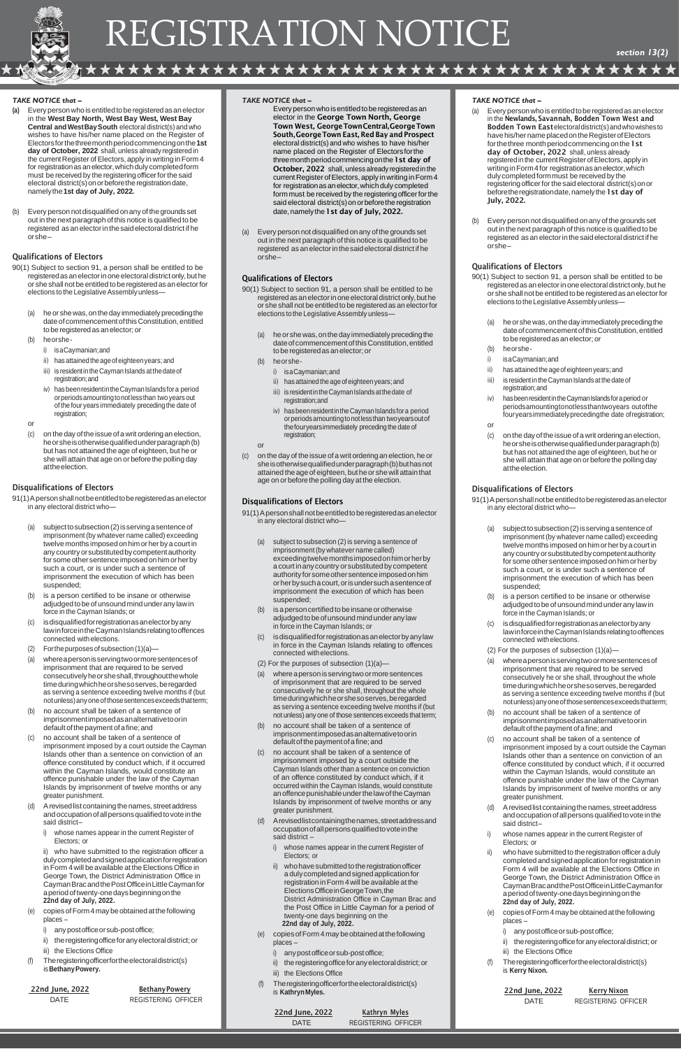# REGISTRATION NOTICE

*section 13(2)*

*TAKE NOTICE that –*

(a) Every person who is entitled to be registered as an elector in the **West Bay North, West Bay West, West Bay Central and West Bay South** electoral district(s) and who wishes to have his/her name placed on the Register of Electors for the three month period commencing on the **1st day of October, 2022** shall, unless already registered in the current Register of Electors, apply in writing in Form 4 for registration as an elector, which duly completed form must be received by the registering officer for the said electoral district(s) on or before the registration date, namely the **1st day of July, 2022.**

(b) Every person not disqualified on any of the grounds set out in the next paragraph of this notice is qualified to be registered as an elector in the said electoral district if he or she –

### Qualifications of Electors

90(1) Subject to section 91, a person shall be entitled to be registered as an elector in one electoral district only, but he or she shall not be entitled to be registered as an elector for elections to the Legislative Assembly unless—

(a) he or she was, on the day immediately preceding the date of commencement of this Constitution, entitled to be registered as an elector; or

(b) he or she -

i) is a Caymanian; and

ii) has attained the age of eighteen years; and

iii) is resident in the Cayman Islands at the date of registration; and

iv) has been resident in the Cayman Islands for a period or periods amounting to not less than two years out of the four years immediately preceding the date of registration;

or

(c) on the day of the issue of a writ ordering an election, he or she is otherwise qualified under paragraph (b) but has not attained the age of eighteen, but he or she will attain that age on or before the polling day at the election.

### Disqualifications of Electors

91(1) A person shall not be entitled to be registered as an elector in any electoral district who—

(a) subject to subsection (2) is serving a sentence of imprisonment (by whatever name called) exceeding twelve months imposed on him or her by a court in any country or substituted by competent authority for some other sentence imposed on him or her by such a court, or is under such a sentence of imprisonment the execution of which has been suspended;

(b) is a person certified to be insane or otherwise adjudged to be of unsound mind under any law in force in the Cayman Islands; or

(c) is disqualified for registration as an elector by any law in force in the Cayman Islands relating to offences connected with elections.

(2) For the purposes of subsection (1)(a)—

(a) where a person is serving two or more sentences of imprisonment that are required to be served consecutively he or she shall, throughout the whole time during which he or she so serves, be regarded as serving a sentence exceeding twelve months if (but not unless) any one of those sentences exceeds that term;

(b) no account shall be taken of a sentence of imprisonment imposed as an alternative to or in default of the payment of a fine; and

(c) no account shall be taken of a sentence of imprisonment imposed by a court outside the Cayman Islands other than a sentence on conviction of an offence constituted by conduct which, if it occurred within the Cayman Islands, would constitute an offence punishable under the law of the Cayman Islands by imprisonment of twelve months or any greater punishment.

(d) A revised list containing the names, street address and occupation of all persons qualified to vote in the said district–

i) whose names appear in the current Register of Electors; or

ii) who have submitted to the registration officer a duly completed and signed application for registration in Form 4 will be available at the Elections Office in George Town, the District Administration Office in Cayman Brac and the Post Office in Little Cayman for a period of twenty-one days beginning on the **22nd day of July, 2022.**

(e) copies of Form 4 may be obtained at the following places –

i) any post office or sub-post office;

ii) the registering office for any electoral district; or

iii) the Elections Office

(f) The registering officer for the electoral district(s) is **Bethany Powery.**

| | |
|---|---|
| **22nd June, 2022** | **Bethany Powery** |
| DATE | REGISTERING OFFICER |

*TAKE NOTICE that –*

Every person who is entitled to be registered as an elector in the **George Town North, George Town West, George Town Central, George Town South, George Town East, Red Bay and Prospect** electoral district(s) and who wishes to have his/her name placed on the Register of Electors for the three month period commencing on the **1st day of October, 2022** shall, unless already registered in the current Register of Electors, apply in writing in Form 4 for registration as an elector, which duly completed form must be received by the registering officer for the said electoral district(s) on or before the registration date, namely the **1st day of July, 2022.**

(a) Every person not disqualified on any of the grounds set out in the next paragraph of this notice is qualified to be registered as an elector in the said electoral district if he or she –

### Qualifications of Electors

90(1) Subject to section 91, a person shall be entitled to be registered as an elector in one electoral district only, but he or she shall not be entitled to be registered as an elector for elections to the Legislative Assembly unless—

(a) he or she was, on the day immediately preceding the date of commencement of this Constitution, entitled to be registered as an elector; or

(b) he or she -

i) is a Caymanian; and

ii) has attained the age of eighteen years; and

iii) is resident in the Cayman Islands at the date of registration; and

iv) has been resident in the Cayman Islands for a period or periods amounting to not less than two years out of the four years immediately preceding the date of registration;

or

(c) on the day of the issue of a writ ordering an election, he or she is otherwise qualified under paragraph (b) but has not attained the age of eighteen, but he or she will attain that age on or before the polling day at the election.

### Disqualifications of Electors

91(1) A person shall not be entitled to be registered as an elector in any electoral district who—

(a) subject to subsection (2) is serving a sentence of imprisonment (by whatever name called) exceeding twelve months imposed on him or her by a court in any country or substituted by competent authority for some other sentence imposed on him or her by such a court, or is under such a sentence of imprisonment the execution of which has been suspended;

(b) is a person certified to be insane or otherwise adjudged to be of unsound mind under any law in force in the Cayman Islands; or

(c) is disqualified for registration as an elector by any law in force in the Cayman Islands relating to offences connected with elections.

(2) For the purposes of subsection (1)(a)—

(a) where a person is serving two or more sentences of imprisonment that are required to be served consecutively he or she shall, throughout the whole time during which he or she so serves, be regarded as serving a sentence exceeding twelve months if (but not unless) any one of those sentences exceeds that term;

(b) no account shall be taken of a sentence of imprisonment imposed as an alternative to or in default of the payment of a fine; and

(c) no account shall be taken of a sentence of imprisonment imposed by a court outside the Cayman Islands other than a sentence on conviction of an offence constituted by conduct which, if it occurred within the Cayman Islands, would constitute an offence punishable under the law of the Cayman Islands by imprisonment of twelve months or any greater punishment.

(d) A revised list containing the names, street address and occupation of all persons qualified to vote in the said district –

i) whose names appear in the current Register of Electors; or

ii) who have submitted to the registration officer a duly completed and signed application for registration in Form 4 will be available at the Elections Office in George Town, the District Administration Office in Cayman Brac and the Post Office in Little Cayman for a period of twenty-one days beginning on the **22nd day of July, 2022.**

(e) copies of Form 4 may be obtained at the following places –

i) any post office or sub-post office;

ii) the registering office for any electoral district; or

iii) the Elections Office

(f) The registering officer for the electoral district(s) is **Kathryn Myles.**

| | |
|---|---|
| **22nd June, 2022** | **Kathryn Myles** |
| DATE | REGISTERING OFFICER |

*TAKE NOTICE that –*

(a) Every person who is entitled to be registered as an elector in the **Newlands, Savannah, Bodden Town West and Bodden Town East** electoral district(s) and who wishes to have his/her name placed on the Register of Electors for the three month period commencing on the **1st day of October, 2022** shall, unless already registered in the current Register of Electors, apply in writing in Form 4 for registration as an elector, which duly completed form must be received by the registering officer for the said electoral district(s) on or before the registration date, namely the **1st day of July, 2022.**

(b) Every person not disqualified on any of the grounds set out in the next paragraph of this notice is qualified to be registered as an elector in the said electoral district if he or she –

### Qualifications of Electors

90(1) Subject to section 91, a person shall be entitled to be registered as an elector in one electoral district only, but he or she shall not be entitled to be registered as an elector for elections to the Legislative Assembly unless—

(a) he or she was, on the day immediately preceding the date of commencement of this Constitution, entitled to be registered as an elector; or

(b) he or she -

i) is a Caymanian; and

ii) has attained the age of eighteen years; and

iii) is resident in the Cayman Islands at the date of registration; and

iv) has been resident in the Cayman Islands for a period or periods amounting to not less than two years out of the four years immediately preceding the date of registration;

or

(c) on the day of the issue of a writ ordering an election, he or she is otherwise qualified under paragraph (b) but has not attained the age of eighteen, but he or she will attain that age on or before the polling day at the election.

### Disqualifications of Electors

91(1) A person shall not be entitled to be registered as an elector in any electoral district who—

(a) subject to subsection (2) is serving a sentence of imprisonment (by whatever name called) exceeding twelve months imposed on him or her by a court in any country or substituted by competent authority for some other sentence imposed on him or her by such a court, or is under such a sentence of imprisonment the execution of which has been suspended;

(b) is a person certified to be insane or otherwise adjudged to be of unsound mind under any law in force in the Cayman Islands; or

(c) is disqualified for registration as an elector by any law in force in the Cayman Islands relating to offences connected with elections.

(2) For the purposes of subsection (1)(a)—

(a) where a person is serving two or more sentences of imprisonment that are required to be served consecutively he or she shall, throughout the whole time during which he or she so serves, be regarded as serving a sentence exceeding twelve months if (but not unless) any one of those sentences exceeds that term;

(b) no account shall be taken of a sentence of imprisonment imposed as an alternative to or in default of the payment of a fine; and

(c) no account shall be taken of a sentence of imprisonment imposed by a court outside the Cayman Islands other than a sentence on conviction of an offence constituted by conduct which, if it occurred within the Cayman Islands, would constitute an offence punishable under the law of the Cayman Islands by imprisonment of twelve months or any greater punishment.

(d) A revised list containing the names, street address and occupation of all persons qualified to vote in the said district–

i) whose names appear in the current Register of Electors; or

ii) who have submitted to the registration officer a duly completed and signed application for registration in Form 4 will be available at the Elections Office in George Town, the District Administration Office in Cayman Brac and the Post Office in Little Cayman for a period of twenty-one days beginning on the **22nd day of July, 2022.**

(e) copies of Form 4 may be obtained at the following places –

i) any post office or sub-post office;

ii) the registering office for any electoral district; or

iii) the Elections Office

(f) The registering officer for the electoral district(s) is **Kerry Nixon.**

| | |
|---|---|
| **22nd June, 2022** | **Kerry Nixon** |
| DATE | REGISTERING OFFICER |